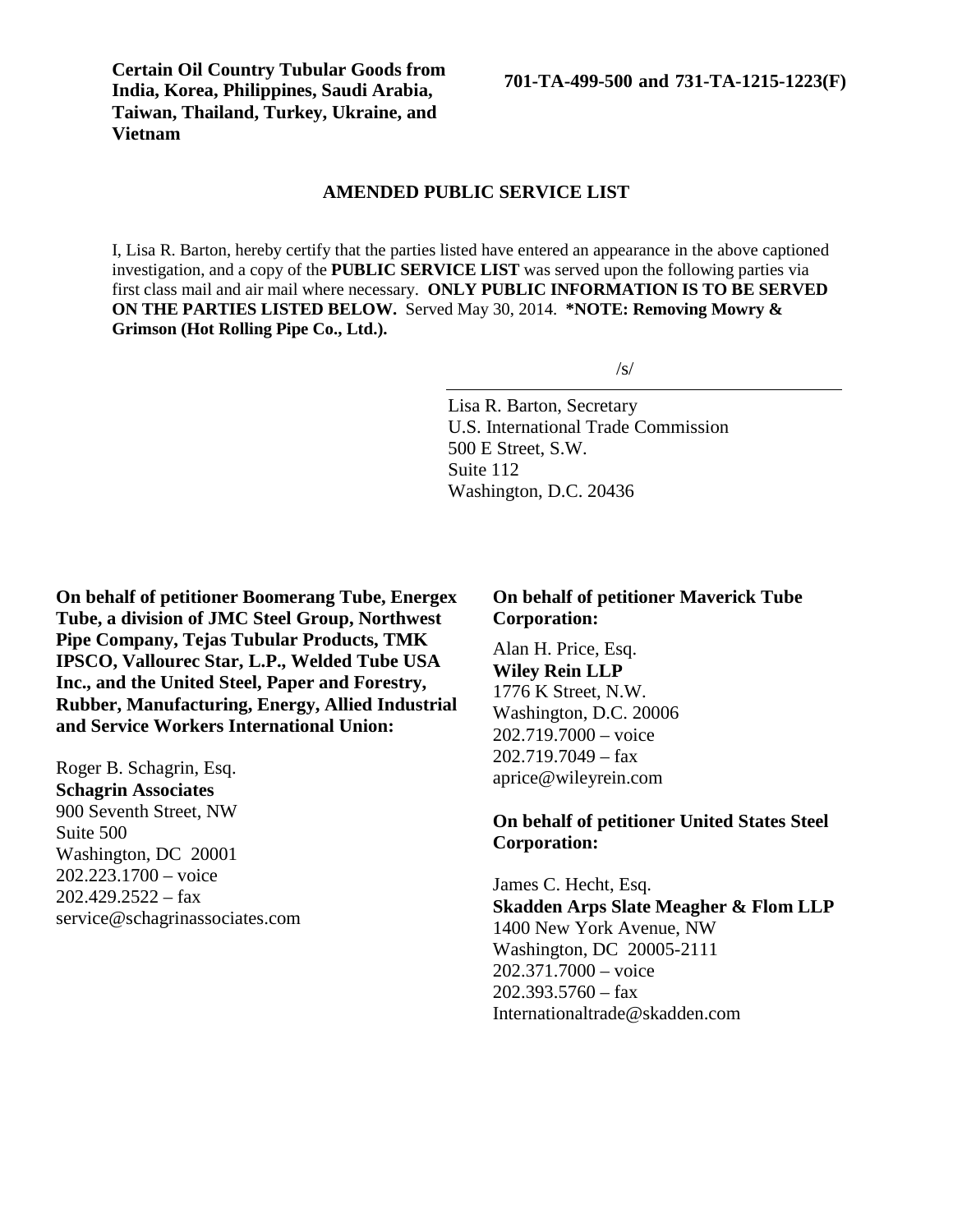**Certain Oil Country Tubular Goods from India, Korea, Philippines, Saudi Arabia, Taiwan, Thailand, Turkey, Ukraine, and Vietnam**

**701-TA-499-500 and 731-TA-1215-1223(F)**

## AMENDED PUBLIC SERVICE LIST

I, Lisa R. Barton, hereby certify that the parties listed have entered an appearance in the above captioned investigation, and a copy of the **PUBLIC SERVICE LIST** was served upon the following parties via first class mail and air mail where necessary. **ONLY PUBLIC INFORMATION IS TO BE SERVED ON THE PARTIES LISTED BELOW.** Served May 30, 2014. **\*NOTE: Removing Mowry & Grimson (Hot Rolling Pipe Co., Ltd.).**

/s/

Lisa R. Barton, Secretary
U.S. International Trade Commission
500 E Street, S.W.
Suite 112
Washington, D.C. 20436

**On behalf of petitioner Boomerang Tube, Energex Tube, a division of JMC Steel Group, Northwest Pipe Company, Tejas Tubular Products, TMK IPSCO, Vallourec Star, L.P., Welded Tube USA Inc., and the United Steel, Paper and Forestry, Rubber, Manufacturing, Energy, Allied Industrial and Service Workers International Union:**

Roger B. Schagrin, Esq.
**Schagrin Associates**
900 Seventh Street, NW
Suite 500
Washington, DC 20001
202.223.1700 – voice
202.429.2522 – fax
service@schagrinassociates.com

**On behalf of petitioner Maverick Tube Corporation:**

Alan H. Price, Esq.
**Wiley Rein LLP**
1776 K Street, N.W.
Washington, D.C. 20006
202.719.7000 – voice
202.719.7049 – fax
aprice@wileyrein.com

**On behalf of petitioner United States Steel Corporation:**

James C. Hecht, Esq.
**Skadden Arps Slate Meagher & Flom LLP**
1400 New York Avenue, NW
Washington, DC 20005-2111
202.371.7000 – voice
202.393.5760 – fax
Internationaltrade@skadden.com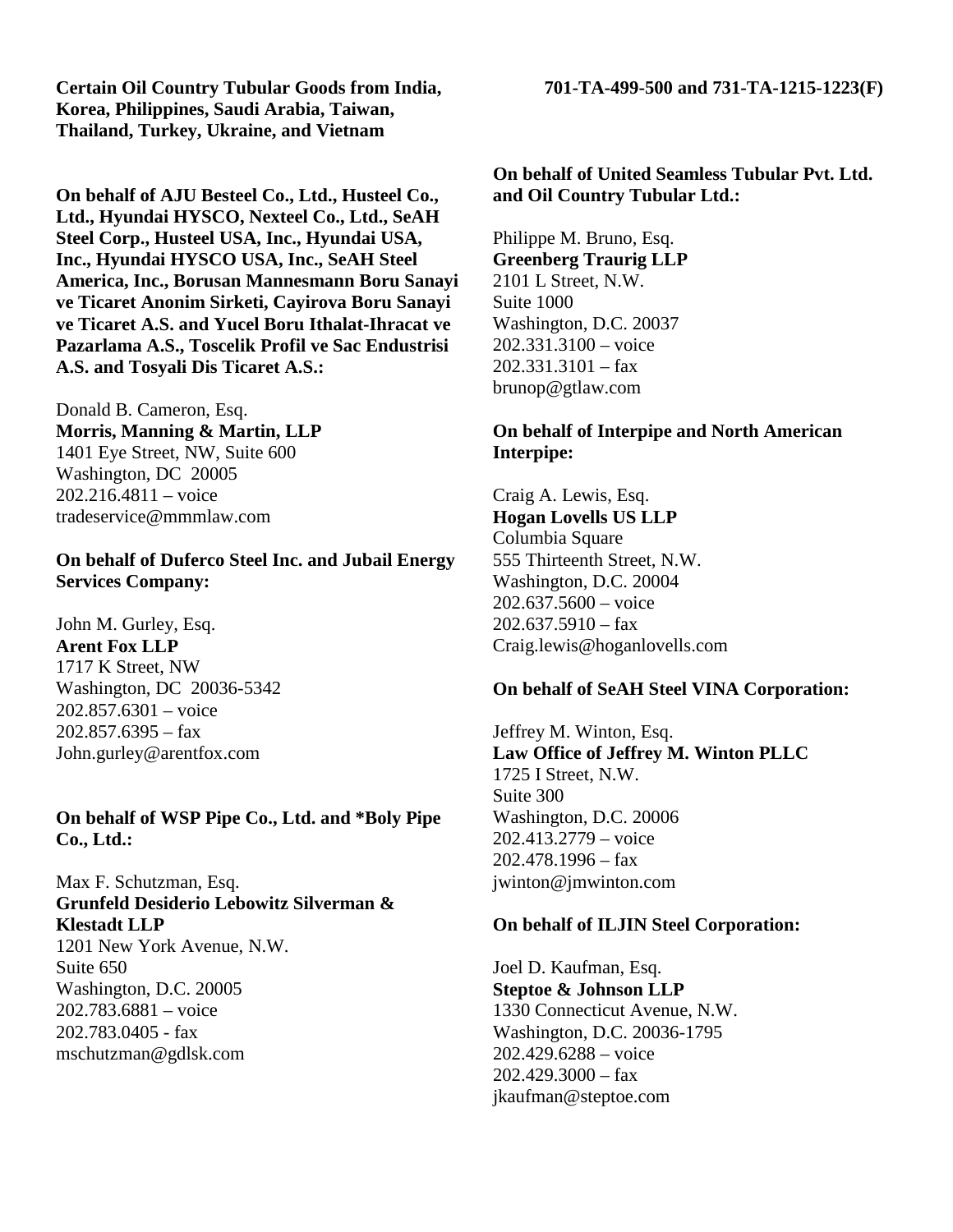**Certain Oil Country Tubular Goods from India, Korea, Philippines, Saudi Arabia, Taiwan, Thailand, Turkey, Ukraine, and Vietnam**

**701-TA-499-500 and 731-TA-1215-1223(F)**

**On behalf of AJU Besteel Co., Ltd., Husteel Co., Ltd., Hyundai HYSCO, Nexteel Co., Ltd., SeAH Steel Corp., Husteel USA, Inc., Hyundai USA, Inc., Hyundai HYSCO USA, Inc., SeAH Steel America, Inc., Borusan Mannesmann Boru Sanayi ve Ticaret Anonim Sirketi, Cayirova Boru Sanayi ve Ticaret A.S. and Yucel Boru Ithalat-Ihracat ve Pazarlama A.S., Toscelik Profil ve Sac Endustrisi A.S. and Tosyali Dis Ticaret A.S.:**

Donald B. Cameron, Esq.
**Morris, Manning & Martin, LLP**
1401 Eye Street, NW, Suite 600
Washington, DC 20005
202.216.4811 – voice
tradeservice@mmmlaw.com

**On behalf of Duferco Steel Inc. and Jubail Energy Services Company:**

John M. Gurley, Esq.
**Arent Fox LLP**
1717 K Street, NW
Washington, DC 20036-5342
202.857.6301 – voice
202.857.6395 – fax
John.gurley@arentfox.com

**On behalf of WSP Pipe Co., Ltd. and *Boly Pipe Co., Ltd.:**

Max F. Schutzman, Esq.
**Grunfeld Desiderio Lebowitz Silverman & Klestadt LLP**
1201 New York Avenue, N.W.
Suite 650
Washington, D.C. 20005
202.783.6881 – voice
202.783.0405 - fax
mschutzman@gdlsk.com

**On behalf of United Seamless Tubular Pvt. Ltd. and Oil Country Tubular Ltd.:**

Philippe M. Bruno, Esq.
**Greenberg Traurig LLP**
2101 L Street, N.W.
Suite 1000
Washington, D.C. 20037
202.331.3100 – voice
202.331.3101 – fax
brunop@gtlaw.com

**On behalf of Interpipe and North American Interpipe:**

Craig A. Lewis, Esq.
**Hogan Lovells US LLP**
Columbia Square
555 Thirteenth Street, N.W.
Washington, D.C. 20004
202.637.5600 – voice
202.637.5910 – fax
Craig.lewis@hoganlovells.com

**On behalf of SeAH Steel VINA Corporation:**

Jeffrey M. Winton, Esq.
**Law Office of Jeffrey M. Winton PLLC**
1725 I Street, N.W.
Suite 300
Washington, D.C. 20006
202.413.2779 – voice
202.478.1996 – fax
jwinton@jmwinton.com

**On behalf of ILJIN Steel Corporation:**

Joel D. Kaufman, Esq.
**Steptoe & Johnson LLP**
1330 Connecticut Avenue, N.W.
Washington, D.C. 20036-1795
202.429.6288 – voice
202.429.3000 – fax
jkaufman@steptoe.com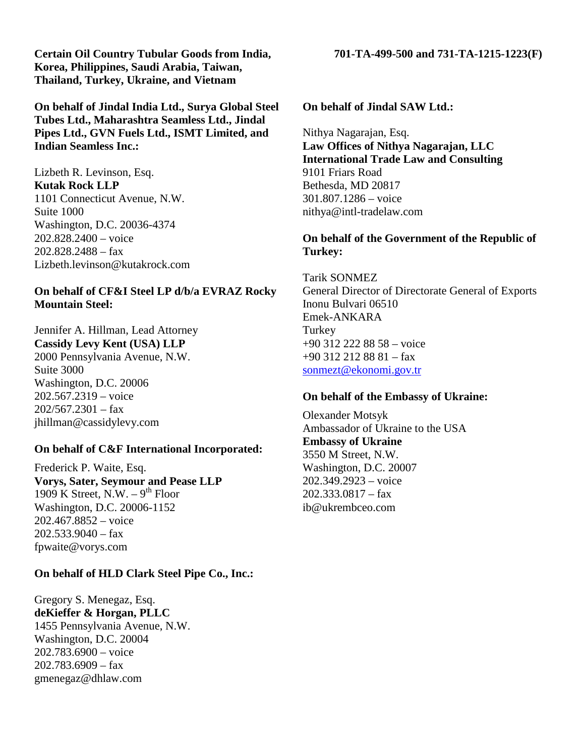**Certain Oil Country Tubular Goods from India, Korea, Philippines, Saudi Arabia, Taiwan, Thailand, Turkey, Ukraine, and Vietnam**

**701-TA-499-500 and 731-TA-1215-1223(F)**

**On behalf of Jindal India Ltd., Surya Global Steel Tubes Ltd., Maharashtra Seamless Ltd., Jindal Pipes Ltd., GVN Fuels Ltd., ISMT Limited, and Indian Seamless Inc.:**

Lizbeth R. Levinson, Esq.
**Kutak Rock LLP**
1101 Connecticut Avenue, N.W.
Suite 1000
Washington, D.C. 20036-4374
202.828.2400 – voice
202.828.2488 – fax
Lizbeth.levinson@kutakrock.com

**On behalf of CF&I Steel LP d/b/a EVRAZ Rocky Mountain Steel:**

Jennifer A. Hillman, Lead Attorney
**Cassidy Levy Kent (USA) LLP**
2000 Pennsylvania Avenue, N.W.
Suite 3000
Washington, D.C. 20006
202.567.2319 – voice
202/567.2301 – fax
jhillman@cassidylevy.com

**On behalf of C&F International Incorporated:**

Frederick P. Waite, Esq.
**Vorys, Sater, Seymour and Pease LLP**
1909 K Street, N.W. – 9th Floor
Washington, D.C. 20006-1152
202.467.8852 – voice
202.533.9040 – fax
fpwaite@vorys.com

**On behalf of HLD Clark Steel Pipe Co., Inc.:**

Gregory S. Menegaz, Esq.
**deKieffer & Horgan, PLLC**
1455 Pennsylvania Avenue, N.W.
Washington, D.C. 20004
202.783.6900 – voice
202.783.6909 – fax
gmenegaz@dhlaw.com

**On behalf of Jindal SAW Ltd.:**

Nithya Nagarajan, Esq.
**Law Offices of Nithya Nagarajan, LLC**
**International Trade Law and Consulting**
9101 Friars Road
Bethesda, MD 20817
301.807.1286 – voice
nithya@intl-tradelaw.com

**On behalf of the Government of the Republic of Turkey:**

Tarik SONMEZ
General Director of Directorate General of Exports
Inonu Bulvari 06510
Emek-ANKARA
Turkey
+90 312 222 88 58 – voice
+90 312 212 88 81 – fax
sonmezt@ekonomi.gov.tr

**On behalf of the Embassy of Ukraine:**

Olexander Motsyk
Ambassador of Ukraine to the USA
**Embassy of Ukraine**
3550 M Street, N.W.
Washington, D.C. 20007
202.349.2923 – voice
202.333.0817 – fax
ib@ukrembceo.com